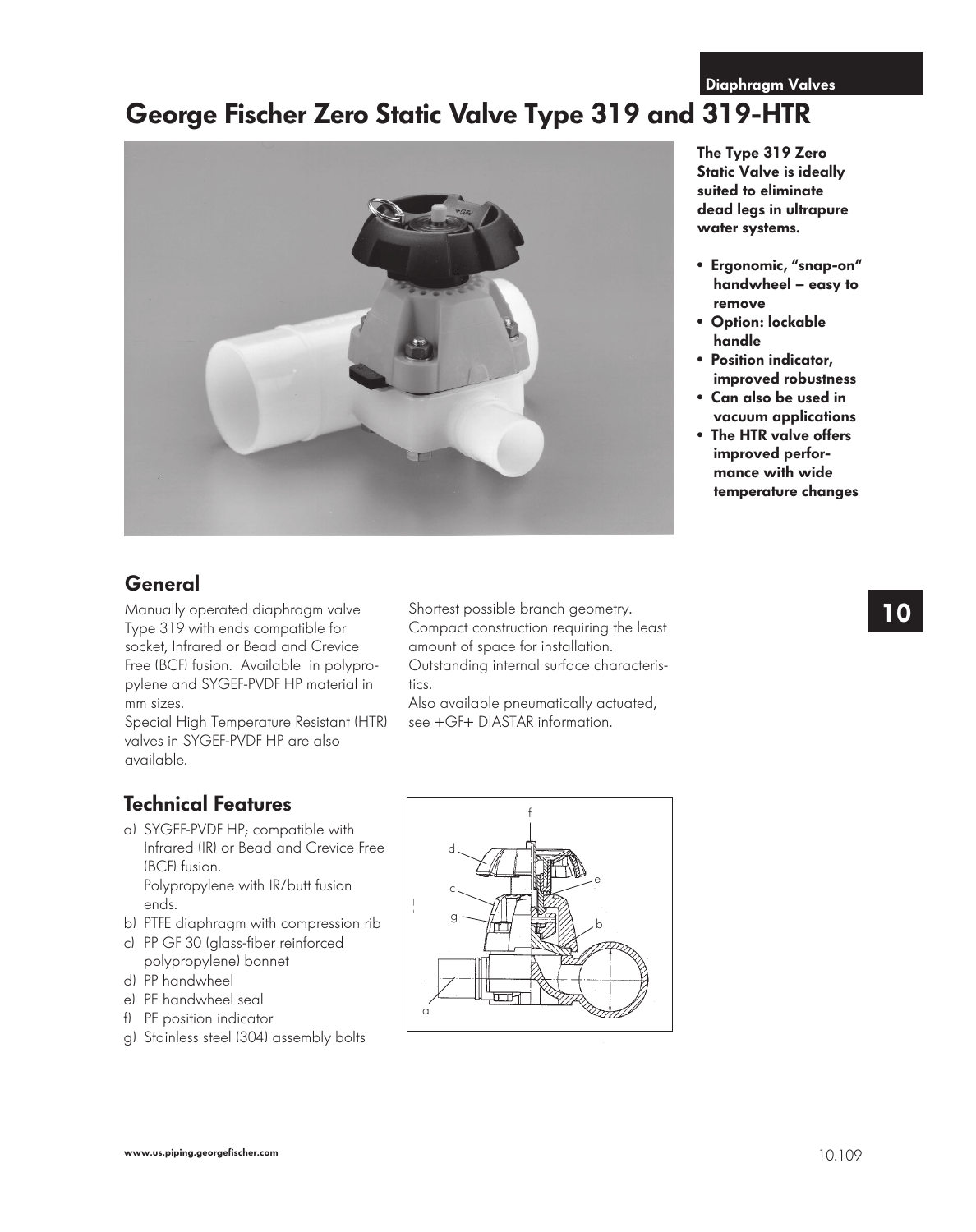Diaphragm Valves

# George Fischer Zero Static Valve Type 319 and 319-HTR

**The Type 319 Zero Static Valve is ideally suited to eliminate dead legs in ultrapure water systems.**

- **Ergonomic, "snap-on" handwheel – easy to remove**
- **Option: lockable handle**
- **Position indicator, improved robustness**
- **Can also be used in vacuum applications**
- **The HTR valve offers improved performance with wide temperature changes**

## General

Manually operated diaphragm valve Type 319 with ends compatible for socket, Infrared or Bead and Crevice Free (BCF) fusion. Available in polypropylene and SYGEF-PVDF HP material in mm sizes.
Special High Temperature Resistant (HTR) valves in SYGEF-PVDF HP are also available.

Shortest possible branch geometry.
Compact construction requiring the least amount of space for installation.
Outstanding internal surface characteristics.
Also available pneumatically actuated, see +GF+ DIASTAR information.

## Technical Features

a) SYGEF-PVDF HP; compatible with Infrared (IR) or Bead and Crevice Free (BCF) fusion.
   Polypropylene with IR/butt fusion ends.
b) PTFE diaphragm with compression rib
c) PP GF 30 (glass-fiber reinforced polypropylene) bonnet
d) PP handwheel
e) PE handwheel seal
f) PE position indicator
g) Stainless steel (304) assembly bolts

www.us.piping.georgefischer.com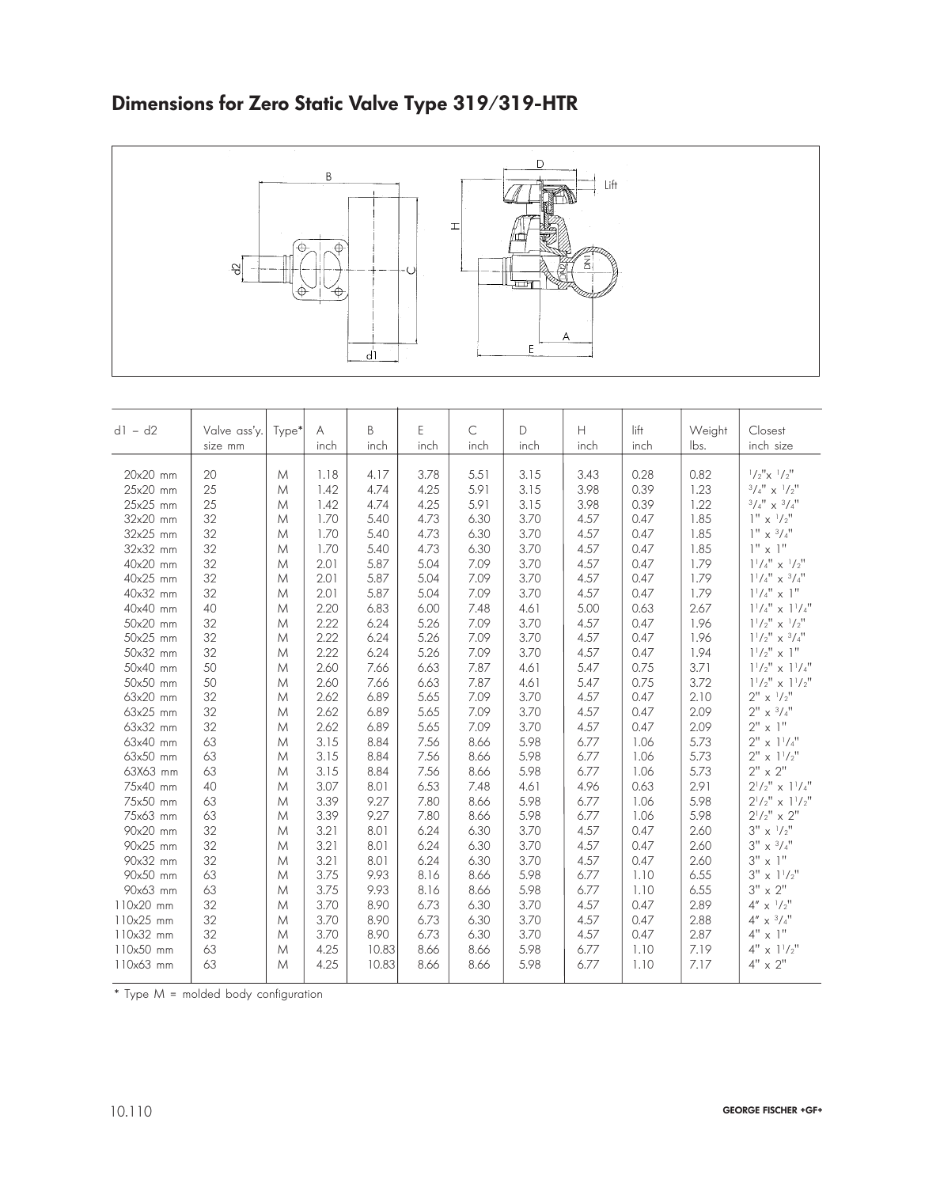## Dimensions for Zero Static Valve Type 319/319-HTR

| d1 – d2 | Valve ass'y. size mm | Type* | A inch | B inch | E inch | C inch | D inch | H inch | lift inch | Weight lbs. | Closest inch size |
|---|---|---|---|---|---|---|---|---|---|---|---|
| 20x20 mm | 20 | M | 1.18 | 4.17 | 3.78 | 5.51 | 3.15 | 3.43 | 0.28 | 0.82 | 1/2"x 1/2" |
| 25x20 mm | 25 | M | 1.42 | 4.74 | 4.25 | 5.91 | 3.15 | 3.98 | 0.39 | 1.23 | 3/4" x 1/2" |
| 25x25 mm | 25 | M | 1.42 | 4.74 | 4.25 | 5.91 | 3.15 | 3.98 | 0.39 | 1.22 | 3/4" x 3/4" |
| 32x20 mm | 32 | M | 1.70 | 5.40 | 4.73 | 6.30 | 3.70 | 4.57 | 0.47 | 1.85 | 1" x 1/2" |
| 32x25 mm | 32 | M | 1.70 | 5.40 | 4.73 | 6.30 | 3.70 | 4.57 | 0.47 | 1.85 | 1" x 3/4" |
| 32x32 mm | 32 | M | 1.70 | 5.40 | 4.73 | 6.30 | 3.70 | 4.57 | 0.47 | 1.85 | 1" x 1" |
| 40x20 mm | 32 | M | 2.01 | 5.87 | 5.04 | 7.09 | 3.70 | 4.57 | 0.47 | 1.79 | 1 1/4" x 1/2" |
| 40x25 mm | 32 | M | 2.01 | 5.87 | 5.04 | 7.09 | 3.70 | 4.57 | 0.47 | 1.79 | 1 1/4" x 3/4" |
| 40x32 mm | 32 | M | 2.01 | 5.87 | 5.04 | 7.09 | 3.70 | 4.57 | 0.47 | 1.79 | 1 1/4" x 1" |
| 40x40 mm | 40 | M | 2.20 | 6.83 | 6.00 | 7.48 | 4.61 | 5.00 | 0.63 | 2.67 | 1 1/4" x 1 1/4" |
| 50x20 mm | 32 | M | 2.22 | 6.24 | 5.26 | 7.09 | 3.70 | 4.57 | 0.47 | 1.96 | 1 1/2" x 1/2" |
| 50x25 mm | 32 | M | 2.22 | 6.24 | 5.26 | 7.09 | 3.70 | 4.57 | 0.47 | 1.96 | 1 1/2" x 3/4" |
| 50x32 mm | 32 | M | 2.22 | 6.24 | 5.26 | 7.09 | 3.70 | 4.57 | 0.47 | 1.94 | 1 1/2" x 1" |
| 50x40 mm | 50 | M | 2.60 | 7.66 | 6.63 | 7.87 | 4.61 | 5.47 | 0.75 | 3.71 | 1 1/2" x 1 1/4" |
| 50x50 mm | 50 | M | 2.60 | 7.66 | 6.63 | 7.87 | 4.61 | 5.47 | 0.75 | 3.72 | 1 1/2" x 1 1/2" |
| 63x20 mm | 32 | M | 2.62 | 6.89 | 5.65 | 7.09 | 3.70 | 4.57 | 0.47 | 2.10 | 2" x 1/2" |
| 63x25 mm | 32 | M | 2.62 | 6.89 | 5.65 | 7.09 | 3.70 | 4.57 | 0.47 | 2.09 | 2" x 3/4" |
| 63x32 mm | 32 | M | 2.62 | 6.89 | 5.65 | 7.09 | 3.70 | 4.57 | 0.47 | 2.09 | 2" x 1" |
| 63x40 mm | 63 | M | 3.15 | 8.84 | 7.56 | 8.66 | 5.98 | 6.77 | 1.06 | 5.73 | 2" x 1 1/4" |
| 63x50 mm | 63 | M | 3.15 | 8.84 | 7.56 | 8.66 | 5.98 | 6.77 | 1.06 | 5.73 | 2" x 1 1/2" |
| 63X63 mm | 63 | M | 3.15 | 8.84 | 7.56 | 8.66 | 5.98 | 6.77 | 1.06 | 5.73 | 2" x 2" |
| 75x40 mm | 40 | M | 3.07 | 8.01 | 6.53 | 7.48 | 4.61 | 4.96 | 0.63 | 2.91 | 2 1/2" x 1 1/4" |
| 75x50 mm | 63 | M | 3.39 | 9.27 | 7.80 | 8.66 | 5.98 | 6.77 | 1.06 | 5.98 | 2 1/2" x 1 1/2" |
| 75x63 mm | 63 | M | 3.39 | 9.27 | 7.80 | 8.66 | 5.98 | 6.77 | 1.06 | 5.98 | 2 1/2" x 2" |
| 90x20 mm | 32 | M | 3.21 | 8.01 | 6.24 | 6.30 | 3.70 | 4.57 | 0.47 | 2.60 | 3" x 1/2" |
| 90x25 mm | 32 | M | 3.21 | 8.01 | 6.24 | 6.30 | 3.70 | 4.57 | 0.47 | 2.60 | 3" x 3/4" |
| 90x32 mm | 32 | M | 3.21 | 8.01 | 6.24 | 6.30 | 3.70 | 4.57 | 0.47 | 2.60 | 3" x 1" |
| 90x50 mm | 63 | M | 3.75 | 9.93 | 8.16 | 8.66 | 5.98 | 6.77 | 1.10 | 6.55 | 3" x 1 1/2" |
| 90x63 mm | 63 | M | 3.75 | 9.93 | 8.16 | 8.66 | 5.98 | 6.77 | 1.10 | 6.55 | 3" x 2" |
| 110x20 mm | 32 | M | 3.70 | 8.90 | 6.73 | 6.30 | 3.70 | 4.57 | 0.47 | 2.89 | 4" x 1/2" |
| 110x25 mm | 32 | M | 3.70 | 8.90 | 6.73 | 6.30 | 3.70 | 4.57 | 0.47 | 2.88 | 4" x 3/4" |
| 110x32 mm | 32 | M | 3.70 | 8.90 | 6.73 | 6.30 | 3.70 | 4.57 | 0.47 | 2.87 | 4" x 1" |
| 110x50 mm | 63 | M | 4.25 | 10.83 | 8.66 | 8.66 | 5.98 | 6.77 | 1.10 | 7.19 | 4" x 1 1/2" |
| 110x63 mm | 63 | M | 4.25 | 10.83 | 8.66 | 8.66 | 5.98 | 6.77 | 1.10 | 7.17 | 4" x 2" |

* Type M = molded body configuration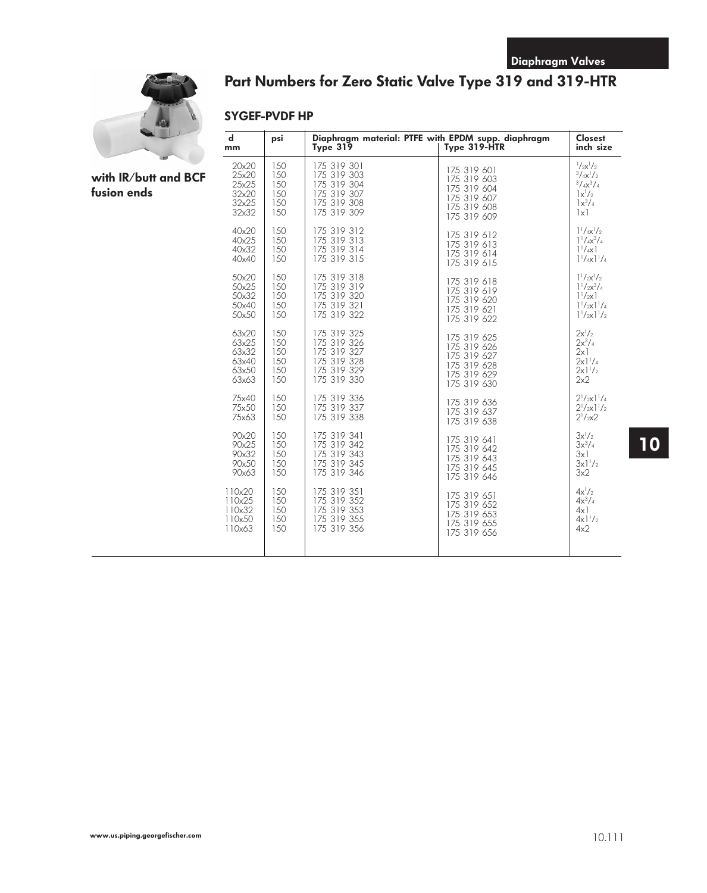## Part Numbers for Zero Static Valve Type 319 and 319-HTR

### SYGEF-PVDF HP

**with IR/butt and BCF fusion ends**

| d mm | psi | Diaphragm material: PTFE with EPDM supp. diaphragm Type 319 | Type 319-HTR | Closest inch size |
|---|---|---|---|---|
| 20x20 | 150 | 175 319 301 | 175 319 601 | 1/2x1/2 |
| 25x20 | 150 | 175 319 303 | 175 319 603 | 3/4x1/2 |
| 25x25 | 150 | 175 319 304 | 175 319 604 | 3/4x3/4 |
| 32x20 | 150 | 175 319 307 | 175 319 607 | 1x1/2 |
| 32x25 | 150 | 175 319 308 | 175 319 608 | 1x3/4 |
| 32x32 | 150 | 175 319 309 | 175 319 609 | 1x1 |
| 40x20 | 150 | 175 319 312 | 175 319 612 | 1 1/4x1/2 |
| 40x25 | 150 | 175 319 313 | 175 319 613 | 1 1/4x3/4 |
| 40x32 | 150 | 175 319 314 | 175 319 614 | 1 1/4x1 |
| 40x40 | 150 | 175 319 315 | 175 319 615 | 1 1/4x1 1/4 |
| 50x20 | 150 | 175 319 318 | 175 319 618 | 1 1/2x1/2 |
| 50x25 | 150 | 175 319 319 | 175 319 619 | 1 1/2x3/4 |
| 50x32 | 150 | 175 319 320 | 175 319 620 | 1 1/2x1 |
| 50x40 | 150 | 175 319 321 | 175 319 621 | 1 1/2x1 1/4 |
| 50x50 | 150 | 175 319 322 | 175 319 622 | 1 1/2x1 1/2 |
| 63x20 | 150 | 175 319 325 | 175 319 625 | 2x1/2 |
| 63x25 | 150 | 175 319 326 | 175 319 626 | 2x3/4 |
| 63x32 | 150 | 175 319 327 | 175 319 627 | 2x1 |
| 63x40 | 150 | 175 319 328 | 175 319 628 | 2x1 1/4 |
| 63x50 | 150 | 175 319 329 | 175 319 629 | 2x1 1/2 |
| 63x63 | 150 | 175 319 330 | 175 319 630 | 2x2 |
| 75x40 | 150 | 175 319 336 | 175 319 636 | 2 1/2x1 1/4 |
| 75x50 | 150 | 175 319 337 | 175 319 637 | 2 1/2x1 1/2 |
| 75x63 | 150 | 175 319 338 | 175 319 638 | 2 1/2x2 |
| 90x20 | 150 | 175 319 341 | 175 319 641 | 3x1/2 |
| 90x25 | 150 | 175 319 342 | 175 319 642 | 3x3/4 |
| 90x32 | 150 | 175 319 343 | 175 319 643 | 3x1 |
| 90x50 | 150 | 175 319 345 | 175 319 645 | 3x1 1/2 |
| 90x63 | 150 | 175 319 346 | 175 319 646 | 3x2 |
| 110x20 | 150 | 175 319 351 | 175 319 651 | 4x1/2 |
| 110x25 | 150 | 175 319 352 | 175 319 652 | 4x3/4 |
| 110x32 | 150 | 175 319 353 | 175 319 653 | 4x1 |
| 110x50 | 150 | 175 319 355 | 175 319 655 | 4x1 1/2 |
| 110x63 | 150 | 175 319 356 | 175 319 656 | 4x2 |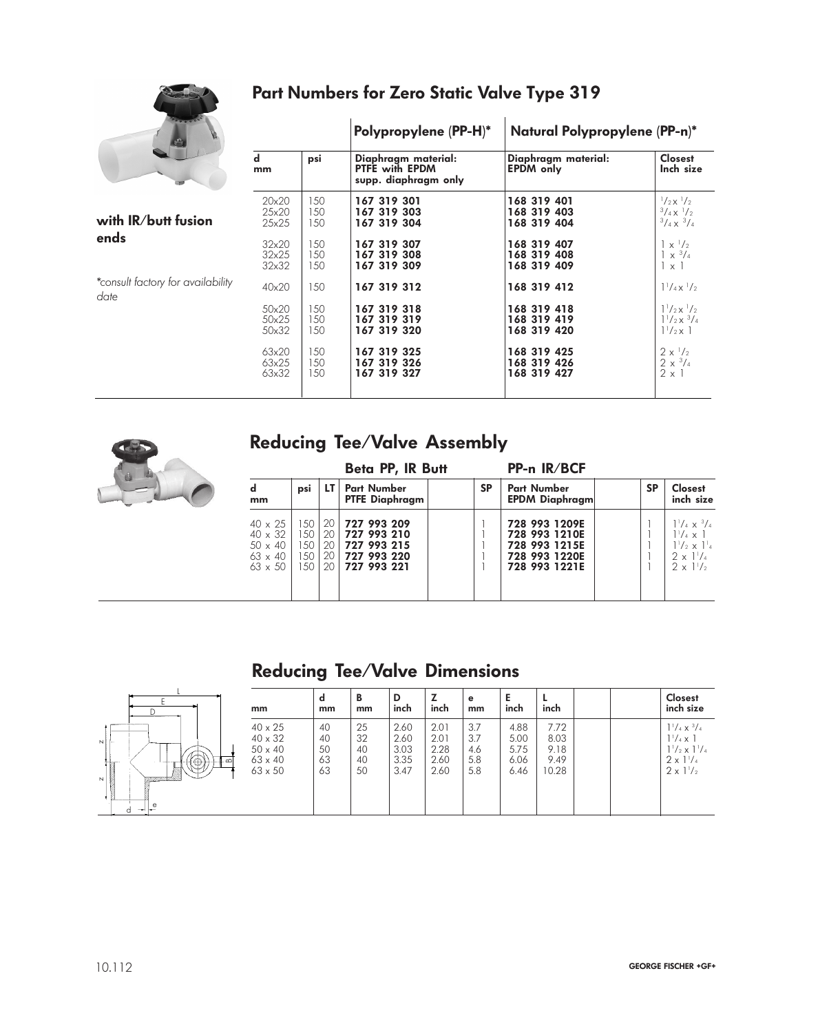## Part Numbers for Zero Static Valve Type 319

**with IR/butt fusion ends**

*\*consult factory for availability date*

| | | Polypropylene (PP-H)* | Natural Polypropylene (PP-n)* | |
|---|---|---|---|---|
| **d mm** | **psi** | **Diaphragm material: PTFE with EPDM supp. diaphragm only** | **Diaphragm material: EPDM only** | **Closest Inch size** |
| 20x20 | 150 | **167 319 301** | **168 319 401** | $^1/_2$ x $^1/_2$ |
| 25x20 | 150 | **167 319 303** | **168 319 403** | $^3/_4$ x $^1/_2$ |
| 25x25 | 150 | **167 319 304** | **168 319 404** | $^3/_4$ x $^3/_4$ |
| 32x20 | 150 | **167 319 307** | **168 319 407** | 1 x $^1/_2$ |
| 32x25 | 150 | **167 319 308** | **168 319 408** | 1 x $^3/_4$ |
| 32x32 | 150 | **167 319 309** | **168 319 409** | 1 x 1 |
| 40x20 | 150 | **167 319 312** | **168 319 412** | 1$^1/_4$ x $^1/_2$ |
| 50x20 | 150 | **167 319 318** | **168 319 418** | 1$^1/_2$ x $^1/_2$ |
| 50x25 | 150 | **167 319 319** | **168 319 419** | 1$^1/_2$ x $^3/_4$ |
| 50x32 | 150 | **167 319 320** | **168 319 420** | 1$^1/_2$ x 1 |
| 63x20 | 150 | **167 319 325** | **168 319 425** | 2 x $^1/_2$ |
| 63x25 | 150 | **167 319 326** | **168 319 426** | 2 x $^3/_4$ |
| 63x32 | 150 | **167 319 327** | **168 319 427** | 2 x 1 |

## Reducing Tee/Valve Assembly

| | | | Beta PP, IR Butt | | | PP-n IR/BCF | | | |
|---|---|---|---|---|---|---|---|---|---|
| **d mm** | **psi** | **LT** | **Part Number PTFE Diaphragm** | | **SP** | **Part Number EPDM Diaphragm** | | **SP** | **Closest inch size** |
| 40 x 25 | 150 | 20 | **727 993 209** | | 1 | **728 993 1209E** | | 1 | 1$^1/_4$ x $^3/_4$ |
| 40 x 32 | 150 | 20 | **727 993 210** | | 1 | **728 993 1210E** | | 1 | 1$^1/_4$ x 1 |
| 50 x 40 | 150 | 20 | **727 993 215** | | 1 | **728 993 1215E** | | 1 | 1$^1/_2$ x 1$^1/_4$ |
| 63 x 40 | 150 | 20 | **727 993 220** | | 1 | **728 993 1220E** | | 1 | 2 x 1$^1/_4$ |
| 63 x 50 | 150 | 20 | **727 993 221** | | 1 | **728 993 1221E** | | 1 | 2 x 1$^1/_2$ |

## Reducing Tee/Valve Dimensions

| mm | d mm | B mm | D inch | Z inch | e mm | E inch | L inch | | | Closest inch size |
|---|---|---|---|---|---|---|---|---|---|---|
| 40 x 25 | 40 | 25 | 2.60 | 2.01 | 3.7 | 4.88 | 7.72 | | | 1$^1/_4$ x $^3/_4$ |
| 40 x 32 | 40 | 32 | 2.60 | 2.01 | 3.7 | 5.00 | 8.03 | | | 1$^1/_4$ x 1 |
| 50 x 40 | 50 | 40 | 3.03 | 2.28 | 4.6 | 5.75 | 9.18 | | | 1$^1/_2$ x 1$^1/_4$ |
| 63 x 40 | 63 | 40 | 3.35 | 2.60 | 5.8 | 6.06 | 9.49 | | | 2 x 1$^1/_4$ |
| 63 x 50 | 63 | 50 | 3.47 | 2.60 | 5.8 | 6.46 | 10.28 | | | 2 x 1$^1/_2$ |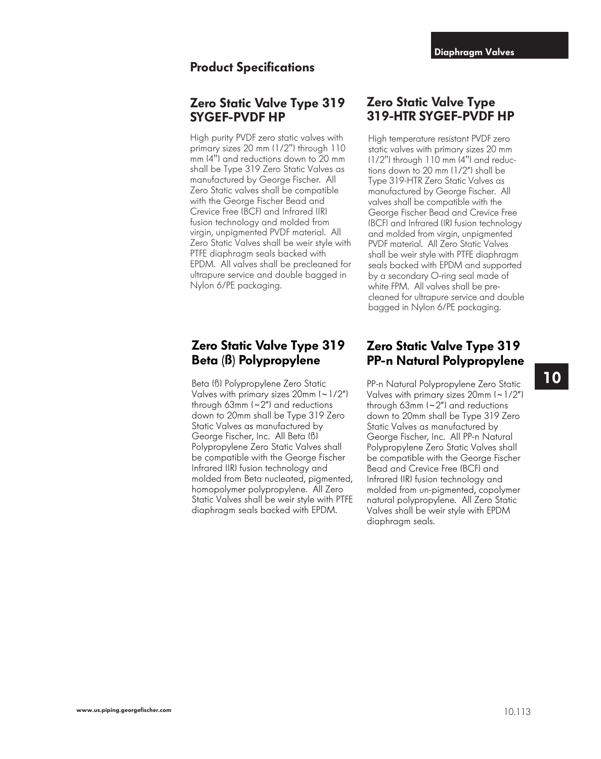## Product Specifications

### Zero Static Valve Type 319 SYGEF-PVDF HP

High purity PVDF zero static valves with primary sizes 20 mm (1/2") through 110 mm (4") and reductions down to 20 mm shall be Type 319 Zero Static Valves as manufactured by George Fischer. All Zero Static valves shall be compatible with the George Fischer Bead and Crevice Free (BCF) and Infrared (IR) fusion technology and molded from virgin, unpigmented PVDF material. All Zero Static Valves shall be weir style with PTFE diaphragm seals backed with EPDM. All valves shall be precleaned for ultrapure service and double bagged in Nylon 6/PE packaging.

### Zero Static Valve Type 319-HTR SYGEF-PVDF HP

High temperature resistant PVDF zero static valves with primary sizes 20 mm (1/2") through 110 mm (4") and reductions down to 20 mm (1/2") shall be Type 319-HTR Zero Static Valves as manufactured by George Fischer. All valves shall be compatible with the George Fischer Bead and Crevice Free (BCF) and Infrared (IR) fusion technology and molded from virgin, unpigmented PVDF material. All Zero Static Valves shall be weir style with PTFE diaphragm seals backed with EPDM and supported by a secondary O-ring seal made of white FPM. All valves shall be precleaned for ultrapure service and double bagged in Nylon 6/PE packaging.

### Zero Static Valve Type 319 Beta (ß) Polypropylene

Beta (ß) Polypropylene Zero Static Valves with primary sizes 20mm (~1/2") through 63mm (~2") and reductions down to 20mm shall be Type 319 Zero Static Valves as manufactured by George Fischer, Inc. All Beta (ß) Polypropylene Zero Static Valves shall be compatible with the George Fischer Infrared (IR) fusion technology and molded from Beta nucleated, pigmented, homopolymer polypropylene. All Zero Static Valves shall be weir style with PTFE diaphragm seals backed with EPDM.

### Zero Static Valve Type 319 PP-n Natural Polypropylene

PP-n Natural Polypropylene Zero Static Valves with primary sizes 20mm (~1/2") through 63mm (~2") and reductions down to 20mm shall be Type 319 Zero Static Valves as manufactured by George Fischer, Inc. All PP-n Natural Polypropylene Zero Static Valves shall be compatible with the George Fischer Bead and Crevice Free (BCF) and Infrared (IR) fusion technology and molded from un-pigmented, copolymer natural polypropylene. All Zero Static Valves shall be weir style with EPDM diaphragm seals.